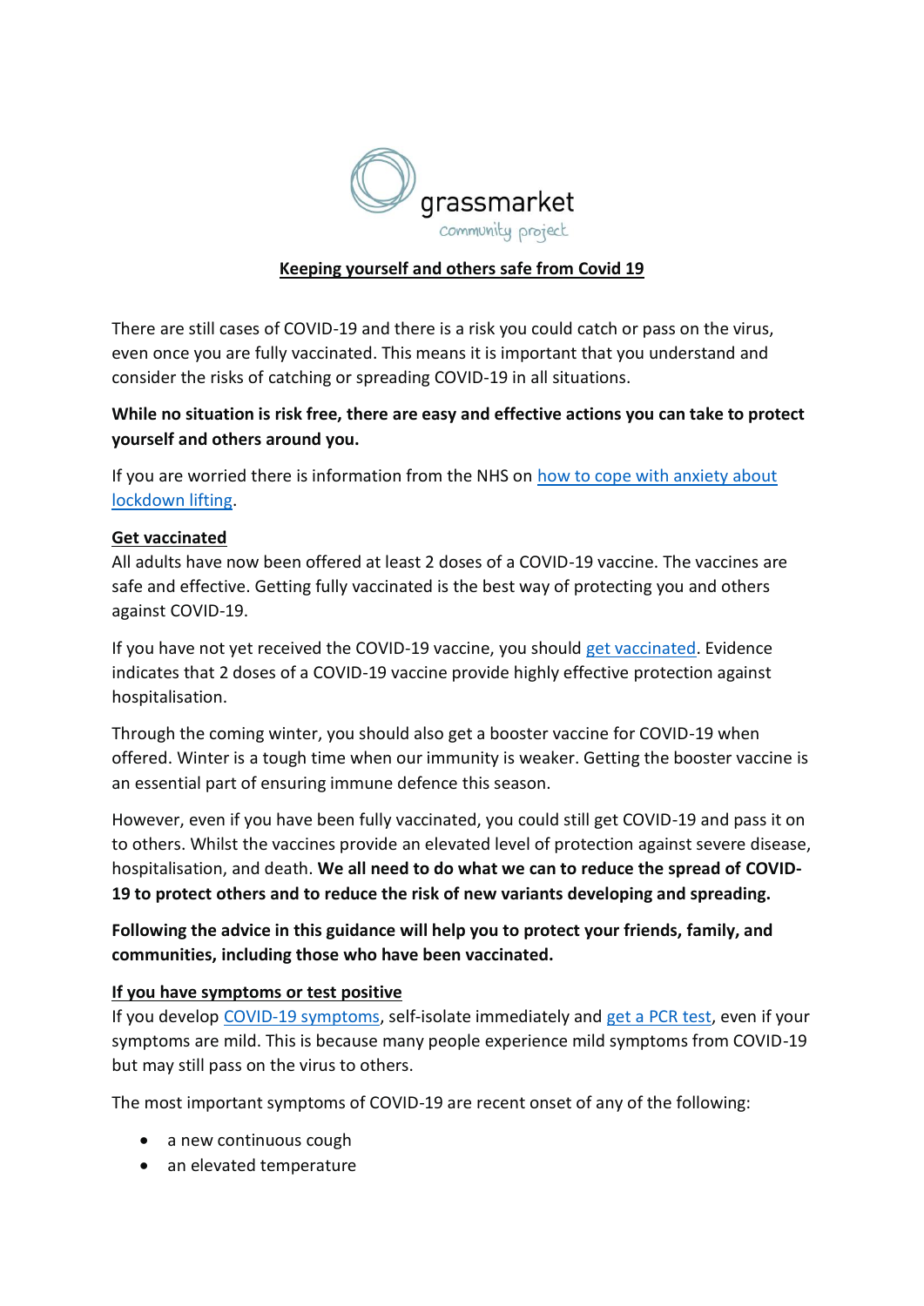grassmarket community project

# Keeping yourself and others safe from Covid 19

There are still cases of COVID-19 and there is a risk you could catch or pass on the virus, even once you are fully vaccinated. This means it is important that you understand and consider the risks of catching or spreading COVID-19 in all situations.

**While no situation is risk free, there are easy and effective actions you can take to protect yourself and others around you.**

If you are worried there is information from the NHS on how to cope with anxiety about lockdown lifting.

## Get vaccinated

All adults have now been offered at least 2 doses of a COVID-19 vaccine. The vaccines are safe and effective. Getting fully vaccinated is the best way of protecting you and others against COVID-19.

If you have not yet received the COVID-19 vaccine, you should get vaccinated. Evidence indicates that 2 doses of a COVID-19 vaccine provide highly effective protection against hospitalisation.

Through the coming winter, you should also get a booster vaccine for COVID-19 when offered. Winter is a tough time when our immunity is weaker. Getting the booster vaccine is an essential part of ensuring immune defence this season.

However, even if you have been fully vaccinated, you could still get COVID-19 and pass it on to others. Whilst the vaccines provide an elevated level of protection against severe disease, hospitalisation, and death. **We all need to do what we can to reduce the spread of COVID-19 to protect others and to reduce the risk of new variants developing and spreading.**

**Following the advice in this guidance will help you to protect your friends, family, and communities, including those who have been vaccinated.**

## If you have symptoms or test positive

If you develop COVID-19 symptoms, self-isolate immediately and get a PCR test, even if your symptoms are mild. This is because many people experience mild symptoms from COVID-19 but may still pass on the virus to others.

The most important symptoms of COVID-19 are recent onset of any of the following:

- a new continuous cough
- an elevated temperature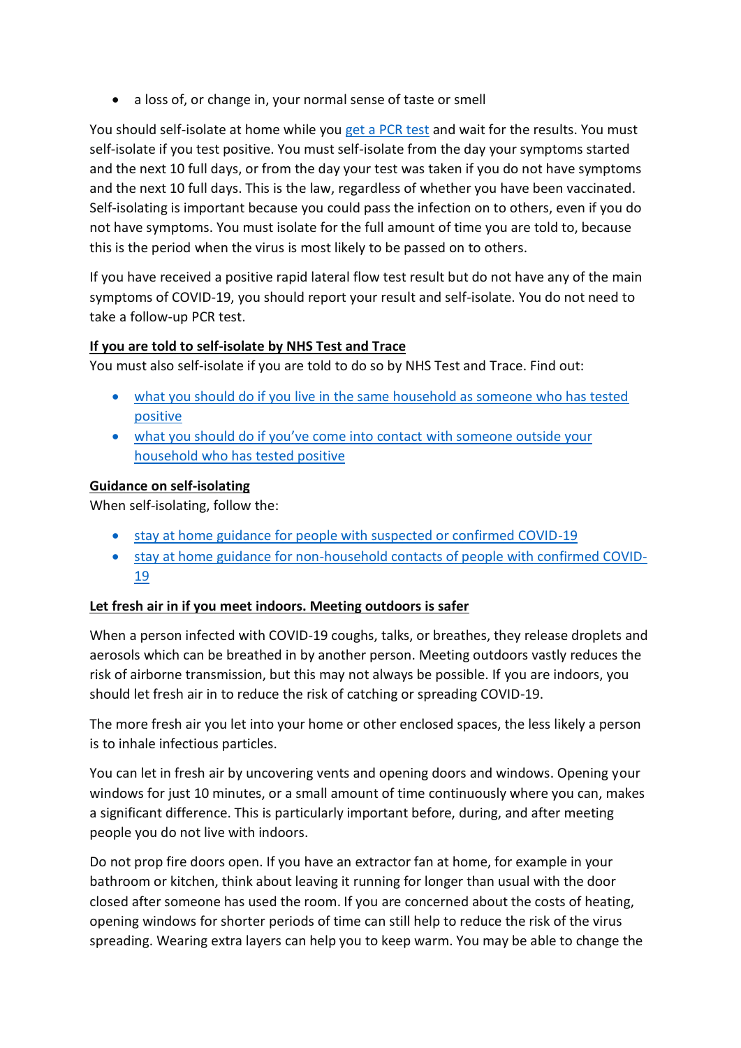- a loss of, or change in, your normal sense of taste or smell

You should self-isolate at home while you [get a PCR test] and wait for the results. You must self-isolate if you test positive. You must self-isolate from the day your symptoms started and the next 10 full days, or from the day your test was taken if you do not have symptoms and the next 10 full days. This is the law, regardless of whether you have been vaccinated. Self-isolating is important because you could pass the infection on to others, even if you do not have symptoms. You must isolate for the full amount of time you are told to, because this is the period when the virus is most likely to be passed on to others.

If you have received a positive rapid lateral flow test result but do not have any of the main symptoms of COVID-19, you should report your result and self-isolate. You do not need to take a follow-up PCR test.

**If you are told to self-isolate by NHS Test and Trace**

You must also self-isolate if you are told to do so by NHS Test and Trace. Find out:

- what you should do if you live in the same household as someone who has tested positive
- what you should do if you've come into contact with someone outside your household who has tested positive

**Guidance on self-isolating**

When self-isolating, follow the:

- stay at home guidance for people with suspected or confirmed COVID-19
- stay at home guidance for non-household contacts of people with confirmed COVID-19

**Let fresh air in if you meet indoors. Meeting outdoors is safer**

When a person infected with COVID-19 coughs, talks, or breathes, they release droplets and aerosols which can be breathed in by another person. Meeting outdoors vastly reduces the risk of airborne transmission, but this may not always be possible. If you are indoors, you should let fresh air in to reduce the risk of catching or spreading COVID-19.

The more fresh air you let into your home or other enclosed spaces, the less likely a person is to inhale infectious particles.

You can let in fresh air by uncovering vents and opening doors and windows. Opening your windows for just 10 minutes, or a small amount of time continuously where you can, makes a significant difference. This is particularly important before, during, and after meeting people you do not live with indoors.

Do not prop fire doors open. If you have an extractor fan at home, for example in your bathroom or kitchen, think about leaving it running for longer than usual with the door closed after someone has used the room. If you are concerned about the costs of heating, opening windows for shorter periods of time can still help to reduce the risk of the virus spreading. Wearing extra layers can help you to keep warm. You may be able to change the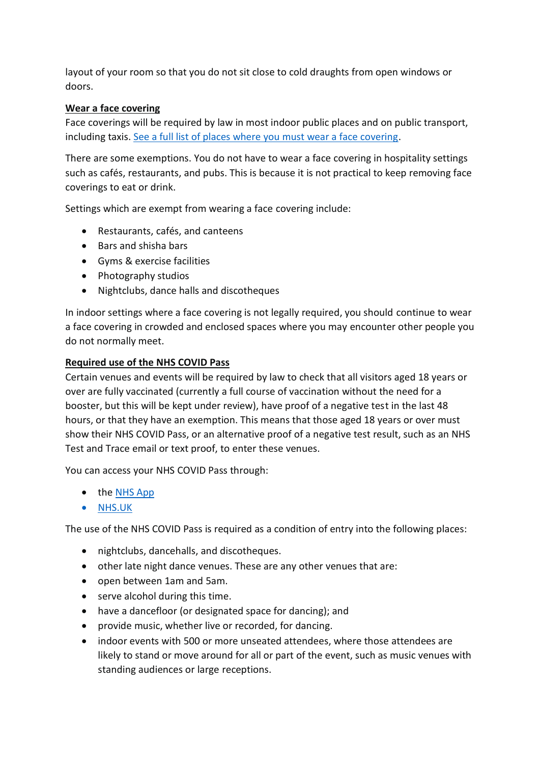layout of your room so that you do not sit close to cold draughts from open windows or doors.

**Wear a face covering**

Face coverings will be required by law in most indoor public places and on public transport, including taxis. [See a full list of places where you must wear a face covering](#).

There are some exemptions. You do not have to wear a face covering in hospitality settings such as cafés, restaurants, and pubs. This is because it is not practical to keep removing face coverings to eat or drink.

Settings which are exempt from wearing a face covering include:

- Restaurants, cafés, and canteens
- Bars and shisha bars
- Gyms & exercise facilities
- Photography studios
- Nightclubs, dance halls and discotheques

In indoor settings where a face covering is not legally required, you should continue to wear a face covering in crowded and enclosed spaces where you may encounter other people you do not normally meet.

**Required use of the NHS COVID Pass**

Certain venues and events will be required by law to check that all visitors aged 18 years or over are fully vaccinated (currently a full course of vaccination without the need for a booster, but this will be kept under review), have proof of a negative test in the last 48 hours, or that they have an exemption. This means that those aged 18 years or over must show their NHS COVID Pass, or an alternative proof of a negative test result, such as an NHS Test and Trace email or text proof, to enter these venues.

You can access your NHS COVID Pass through:

- the [NHS App](#)
- [NHS.UK](#)

The use of the NHS COVID Pass is required as a condition of entry into the following places:

- nightclubs, dancehalls, and discotheques.
- other late night dance venues. These are any other venues that are:
- open between 1am and 5am.
- serve alcohol during this time.
- have a dancefloor (or designated space for dancing); and
- provide music, whether live or recorded, for dancing.
- indoor events with 500 or more unseated attendees, where those attendees are likely to stand or move around for all or part of the event, such as music venues with standing audiences or large receptions.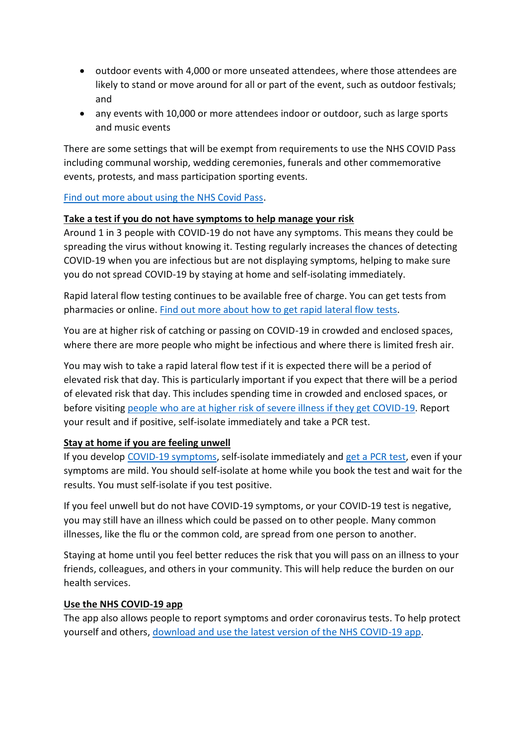- outdoor events with 4,000 or more unseated attendees, where those attendees are likely to stand or move around for all or part of the event, such as outdoor festivals; and
- any events with 10,000 or more attendees indoor or outdoor, such as large sports and music events

There are some settings that will be exempt from requirements to use the NHS COVID Pass including communal worship, wedding ceremonies, funerals and other commemorative events, protests, and mass participation sporting events.

[Find out more about using the NHS Covid Pass](#).

**Take a test if you do not have symptoms to help manage your risk**

Around 1 in 3 people with COVID-19 do not have any symptoms. This means they could be spreading the virus without knowing it. Testing regularly increases the chances of detecting COVID-19 when you are infectious but are not displaying symptoms, helping to make sure you do not spread COVID-19 by staying at home and self-isolating immediately.

Rapid lateral flow testing continues to be available free of charge. You can get tests from pharmacies or online. [Find out more about how to get rapid lateral flow tests](#).

You are at higher risk of catching or passing on COVID-19 in crowded and enclosed spaces, where there are more people who might be infectious and where there is limited fresh air.

You may wish to take a rapid lateral flow test if it is expected there will be a period of elevated risk that day. This is particularly important if you expect that there will be a period of elevated risk that day. This includes spending time in crowded and enclosed spaces, or before visiting [people who are at higher risk of severe illness if they get COVID-19](#). Report your result and if positive, self-isolate immediately and take a PCR test.

**Stay at home if you are feeling unwell**

If you develop [COVID-19 symptoms](#), self-isolate immediately and [get a PCR test](#), even if your symptoms are mild. You should self-isolate at home while you book the test and wait for the results. You must self-isolate if you test positive.

If you feel unwell but do not have COVID-19 symptoms, or your COVID-19 test is negative, you may still have an illness which could be passed on to other people. Many common illnesses, like the flu or the common cold, are spread from one person to another.

Staying at home until you feel better reduces the risk that you will pass on an illness to your friends, colleagues, and others in your community. This will help reduce the burden on our health services.

**Use the NHS COVID-19 app**

The app also allows people to report symptoms and order coronavirus tests. To help protect yourself and others, [download and use the latest version of the NHS COVID-19 app](#).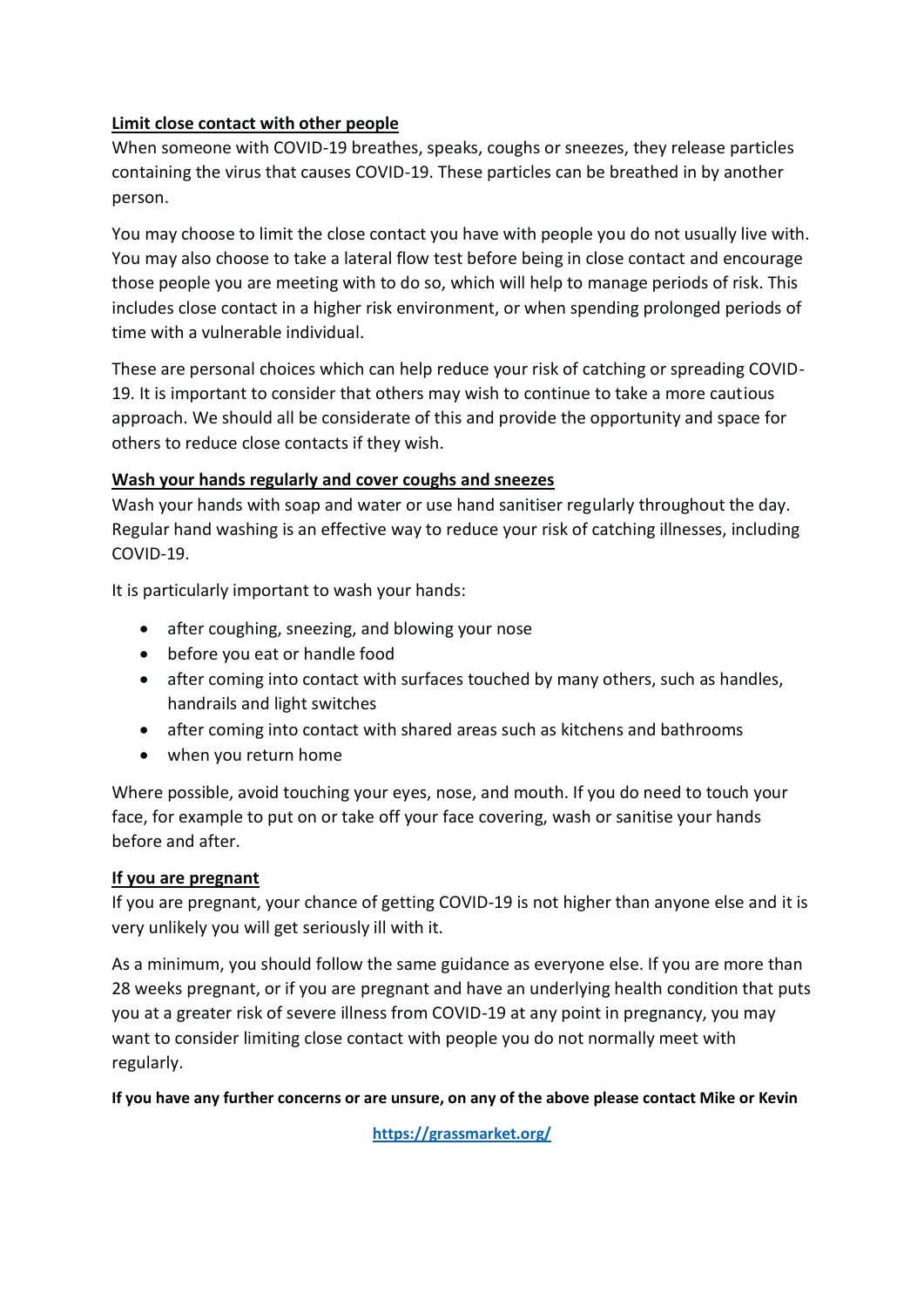**Limit close contact with other people**

When someone with COVID-19 breathes, speaks, coughs or sneezes, they release particles containing the virus that causes COVID-19. These particles can be breathed in by another person.

You may choose to limit the close contact you have with people you do not usually live with. You may also choose to take a lateral flow test before being in close contact and encourage those people you are meeting with to do so, which will help to manage periods of risk. This includes close contact in a higher risk environment, or when spending prolonged periods of time with a vulnerable individual.

These are personal choices which can help reduce your risk of catching or spreading COVID-19. It is important to consider that others may wish to continue to take a more cautious approach. We should all be considerate of this and provide the opportunity and space for others to reduce close contacts if they wish.

**Wash your hands regularly and cover coughs and sneezes**

Wash your hands with soap and water or use hand sanitiser regularly throughout the day. Regular hand washing is an effective way to reduce your risk of catching illnesses, including COVID-19.

It is particularly important to wash your hands:

- after coughing, sneezing, and blowing your nose
- before you eat or handle food
- after coming into contact with surfaces touched by many others, such as handles, handrails and light switches
- after coming into contact with shared areas such as kitchens and bathrooms
- when you return home

Where possible, avoid touching your eyes, nose, and mouth. If you do need to touch your face, for example to put on or take off your face covering, wash or sanitise your hands before and after.

**If you are pregnant**

If you are pregnant, your chance of getting COVID-19 is not higher than anyone else and it is very unlikely you will get seriously ill with it.

As a minimum, you should follow the same guidance as everyone else. If you are more than 28 weeks pregnant, or if you are pregnant and have an underlying health condition that puts you at a greater risk of severe illness from COVID-19 at any point in pregnancy, you may want to consider limiting close contact with people you do not normally meet with regularly.

**If you have any further concerns or are unsure, on any of the above please contact Mike or Kevin**

**https://grassmarket.org/**